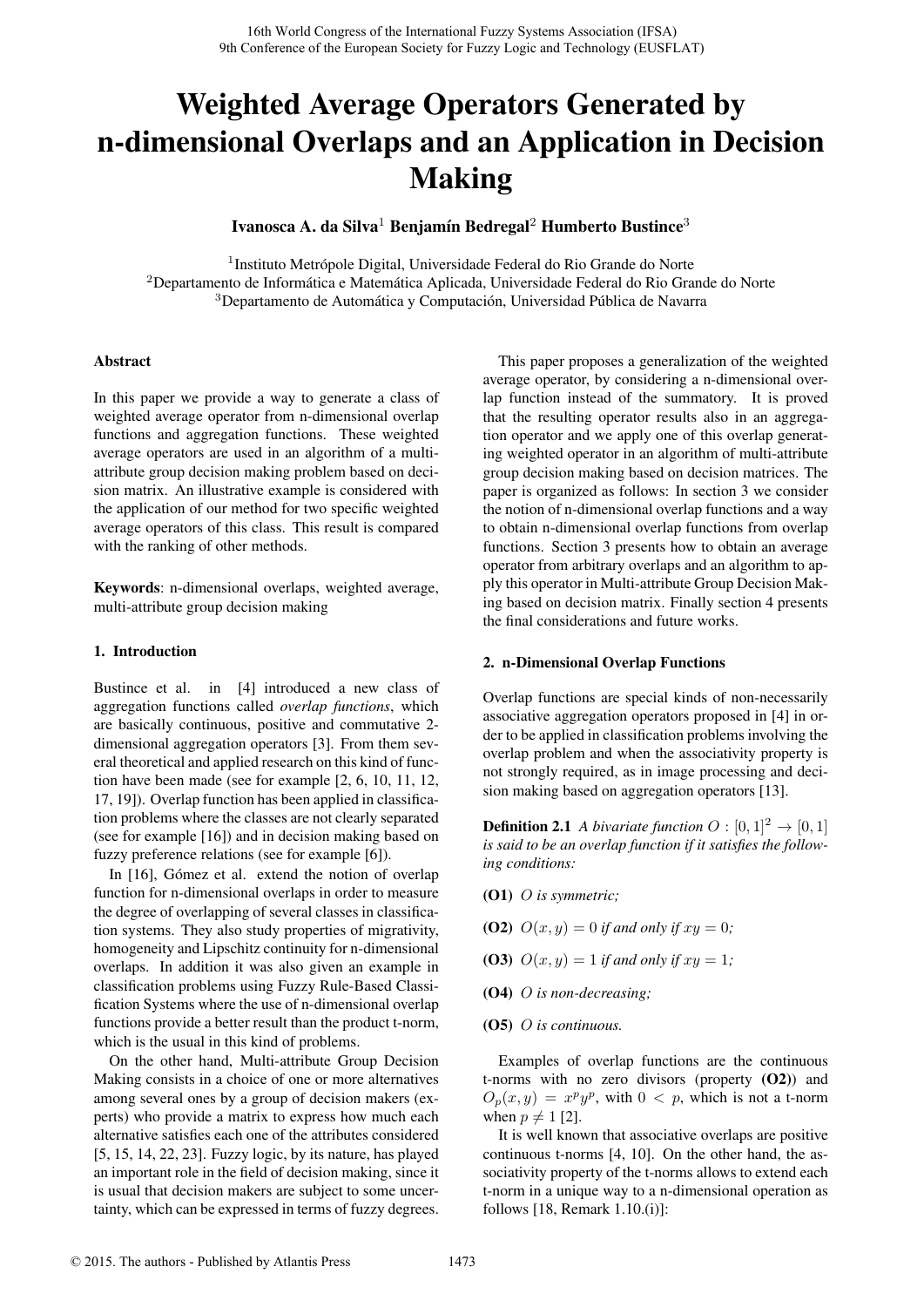# Weighted Average Operators Generated by n-dimensional Overlaps and an Application in Decision Making

**Ivanosca A. da Silva**[1] **Benjamín Bedregal**[2] **Humberto Bustince**[3]

[1]Instituto Metrópole Digital, Universidade Federal do Rio Grande do Norte
[2]Departamento de Informática e Matemática Aplicada, Universidade Federal do Rio Grande do Norte
[3]Departamento de Automática y Computación, Universidad Pública de Navarra

## Abstract

In this paper we provide a way to generate a class of weighted average operator from n-dimensional overlap functions and aggregation functions. These weighted average operators are used in an algorithm of a multi-attribute group decision making problem based on decision matrix. An illustrative example is considered with the application of our method for two specific weighted average operators of this class. This result is compared with the ranking of other methods.

**Keywords**: n-dimensional overlaps, weighted average, multi-attribute group decision making

## 1. Introduction

Bustince et al. in [4] introduced a new class of aggregation functions called *overlap functions*, which are basically continuous, positive and commutative 2-dimensional aggregation operators [3]. From them several theoretical and applied research on this kind of function have been made (see for example [2, 6, 10, 11, 12, 17, 19]). Overlap function has been applied in classification problems where the classes are not clearly separated (see for example [16]) and in decision making based on fuzzy preference relations (see for example [6]).

In [16], Gómez et al. extend the notion of overlap function for n-dimensional overlaps in order to measure the degree of overlapping of several classes in classification systems. They also study properties of migrativity, homogeneity and Lipschitz continuity for n-dimensional overlaps. In addition it was also given an example in classification problems using Fuzzy Rule-Based Classification Systems where the use of n-dimensional overlap functions provide a better result than the product t-norm, which is the usual in this kind of problems.

On the other hand, Multi-attribute Group Decision Making consists in a choice of one or more alternatives among several ones by a group of decision makers (experts) who provide a matrix to express how much each alternative satisfies each one of the attributes considered [5, 15, 14, 22, 23]. Fuzzy logic, by its nature, has played an important role in the field of decision making, since it is usual that decision makers are subject to some uncertainty, which can be expressed in terms of fuzzy degrees.

This paper proposes a generalization of the weighted average operator, by considering a n-dimensional overlap function instead of the summatory. It is proved that the resulting operator results also in an aggregation operator and we apply one of this overlap generating weighted operator in an algorithm of multi-attribute group decision making based on decision matrices. The paper is organized as follows: In section 3 we consider the notion of n-dimensional overlap functions and a way to obtain n-dimensional overlap functions from overlap functions. Section 3 presents how to obtain an average operator from arbitrary overlaps and an algorithm to apply this operator in Multi-attribute Group Decision Making based on decision matrix. Finally section 4 presents the final considerations and future works.

## 2. n-Dimensional Overlap Functions

Overlap functions are special kinds of non-necessarily associative aggregation operators proposed in [4] in order to be applied in classification problems involving the overlap problem and when the associativity property is not strongly required, as in image processing and decision making based on aggregation operators [13].

**Definition 2.1** *A bivariate function $O : [0, 1]^2 \to [0, 1]$ is said to be an overlap function if it satisfies the following conditions:*

**(O1)** *$O$ is symmetric;*

**(O2)** *$O(x, y) = 0$ if and only if $xy = 0$;*

**(O3)** *$O(x, y) = 1$ if and only if $xy = 1$;*

**(O4)** *$O$ is non-decreasing;*

**(O5)** *$O$ is continuous.*

Examples of overlap functions are the continuous t-norms with no zero divisors (property **(O2)**) and $O_p(x, y) = x^p y^p$, with $0 < p$, which is not a t-norm when $p \neq 1$ [2].

It is well known that associative overlaps are positive continuous t-norms [4, 10]. On the other hand, the associativity property of the t-norms allows to extend each t-norm in a unique way to a n-dimensional operation as follows [18, Remark 1.10.(i)]: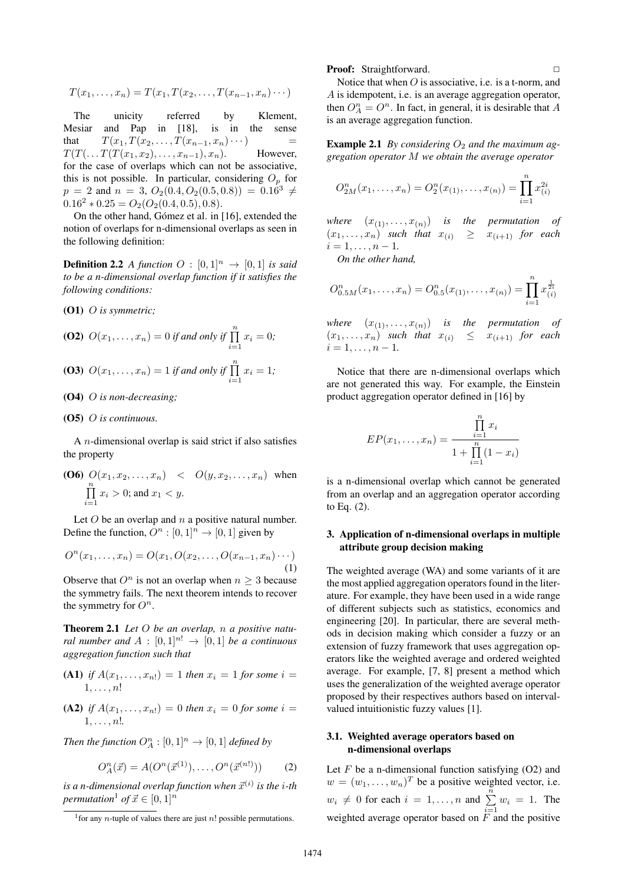$$T(x_1,\ldots,x_n) = T(x_1, T(x_2,\ldots,T(x_{n-1},x_n)\cdots)$$

The unicity referred by Klement, Mesiar and Pap in [18], is in the sense that $T(x_1, T(x_2,\ldots,T(x_{n-1},x_n)\cdots) = T(T(\ldots T(T(x_1,x_2),\ldots,x_{n-1}),x_n)$. However, for the case of overlaps which can not be associative, this is not possible. In particular, considering $O_p$ for $p = 2$ and $n = 3$, $O_2(0.4, O_2(0.5, 0.8)) = 0.16^3 \neq 0.16^2 * 0.25 = O_2(O_2(0.4, 0.5), 0.8)$.

On the other hand, Gómez et al. in [16], extended the notion of overlaps for n-dimensional overlaps as seen in the following definition:

**Definition 2.2** *A function $O : [0,1]^n \to [0,1]$ is said to be a n-dimensional overlap function if it satisfies the following conditions:*

**(O1)** *$O$ is symmetric;*

**(O2)** *$O(x_1,\ldots,x_n) = 0$ if and only if $\prod_{i=1}^{n} x_i = 0$;*

**(O3)** *$O(x_1,\ldots,x_n) = 1$ if and only if $\prod_{i=1}^{n} x_i = 1$;*

**(O4)** *$O$ is non-decreasing;*

**(O5)** *$O$ is continuous.*

A $n$-dimensional overlap is said strict if also satisfies the property

**(O6)** $O(x_1, x_2,\ldots,x_n) < O(y, x_2,\ldots,x_n)$ when $\prod_{i=1}^{n} x_i > 0$; and $x_1 < y$.

Let $O$ be an overlap and $n$ a positive natural number. Define the function, $O^n : [0,1]^n \to [0,1]$ given by

$$O^n(x_1,\ldots,x_n) = O(x_1, O(x_2,\ldots,O(x_{n-1},x_n)\cdots) \quad (1)$$

Observe that $O^n$ is not an overlap when $n \geq 3$ because the symmetry fails. The next theorem intends to recover the symmetry for $O^n$.

**Theorem 2.1** *Let $O$ be an overlap, $n$ a positive natural number and $A : [0,1]^{n!} \to [0,1]$ be a continuous aggregation function such that*

**(A1)** *if $A(x_1,\ldots,x_{n!}) = 1$ then $x_i = 1$ for some $i = 1,\ldots,n!$*

**(A2)** *if $A(x_1,\ldots,x_{n!}) = 0$ then $x_i = 0$ for some $i = 1,\ldots,n!$.*

*Then the function $O^n_A : [0,1]^n \to [0,1]$ defined by*

$$O^n_A(\vec{x}) = A(O^n(\vec{x}^{(1)}),\ldots,O^n(\vec{x}^{(n!)})) \quad (2)$$

*is a n-dimensional overlap function when $\vec{x}^{(i)}$ is the $i$-th permutation[1] of $\vec{x} \in [0,1]^n$*

[1] for any $n$-tuple of values there are just $n!$ possible permutations.

**Proof:** Straightforward. □

Notice that when $O$ is associative, i.e. is a t-norm, and $A$ is idempotent, i.e. is an average aggregation operator, then $O^n_A = O^n$. In fact, in general, it is desirable that $A$ is an average aggregation function.

**Example 2.1** *By considering $O_2$ and the maximum aggregation operator $M$ we obtain the average operator*

$$O^n_{2M}(x_1,\ldots,x_n) = O^n_2(x_{(1)},\ldots,x_{(n)}) = \prod_{i=1}^{n} x_{(i)}^{2i}$$

*where $(x_{(1)},\ldots,x_{(n)})$ is the permutation of $(x_1,\ldots,x_n)$ such that $x_{(i)} \geq x_{(i+1)}$ for each $i = 1,\ldots,n-1$.*

*On the other hand,*

$$O^n_{0.5M}(x_1,\ldots,x_n) = O^n_{0.5}(x_{(1)},\ldots,x_{(n)}) = \prod_{i=1}^{n} x_{(i)}^{\frac{1}{2i}}$$

*where $(x_{(1)},\ldots,x_{(n)})$ is the permutation of $(x_1,\ldots,x_n)$ such that $x_{(i)} \leq x_{(i+1)}$ for each $i = 1,\ldots,n-1$.*

Notice that there are n-dimensional overlaps which are not generated this way. For example, the Einstein product aggregation operator defined in [16] by

$$EP(x_1,\ldots,x_n) = \frac{\prod_{i=1}^{n} x_i}{1 + \prod_{i=1}^{n}(1-x_i)}$$

is a n-dimensional overlap which cannot be generated from an overlap and an aggregation operator according to Eq. (2).

## 3. Application of n-dimensional overlaps in multiple attribute group decision making

The weighted average (WA) and some variants of it are the most applied aggregation operators found in the literature. For example, they have been used in a wide range of different subjects such as statistics, economics and engineering [20]. In particular, there are several methods in decision making which consider a fuzzy or an extension of fuzzy framework that uses aggregation operators like the weighted average and ordered weighted average. For example, [7, 8] present a method which uses the generalization of the weighted average operator proposed by their respective authors based on interval-valued intuitionistic fuzzy values [1].

### 3.1. Weighted average operators based on n-dimensional overlaps

Let $F$ be a n-dimensional function satisfying (O2) and $w = (w_1,\ldots,w_n)^T$ be a positive weighted vector, i.e. $w_i \neq 0$ for each $i = 1,\ldots,n$ and $\sum_{i=1}^{n} w_i = 1$. The weighted average operator based on $F$ and the positive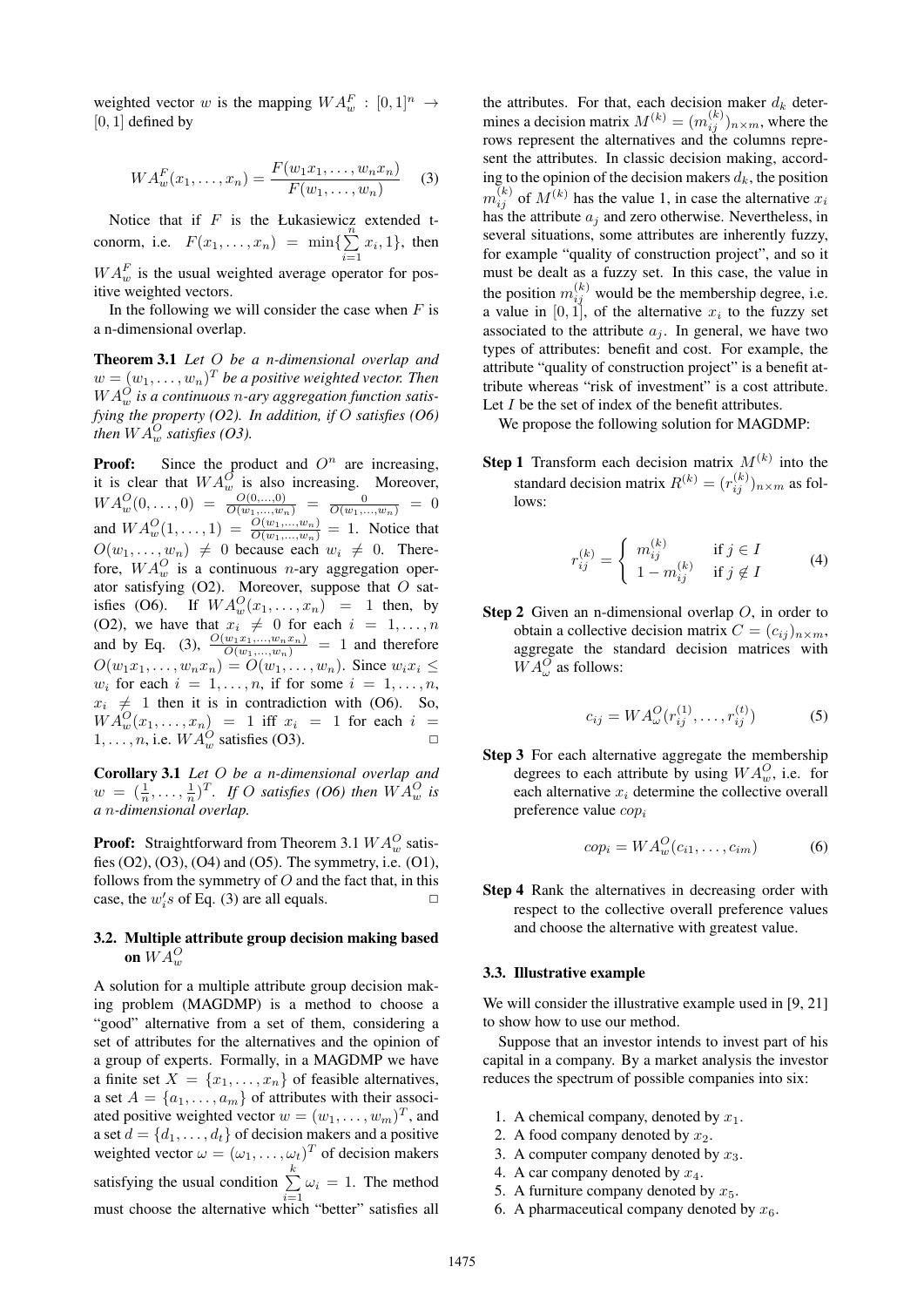weighted vector $w$ is the mapping $WA_w^F : [0,1]^n \to [0,1]$ defined by

$$WA_w^F(x_1,\ldots,x_n) = \frac{F(w_1x_1,\ldots,w_nx_n)}{F(w_1,\ldots,w_n)} \quad (3)$$

Notice that if $F$ is the Łukasiewicz extended t-conorm, i.e. $F(x_1,\ldots,x_n) = \min\{\sum_{i=1}^{n} x_i, 1\}$, then $WA_w^F$ is the usual weighted average operator for positive weighted vectors.

In the following we will consider the case when $F$ is a n-dimensional overlap.

**Theorem 3.1** *Let $O$ be a n-dimensional overlap and $w = (w_1,\ldots,w_n)^T$ be a positive weighted vector. Then $WA_w^O$ is a continuous $n$-ary aggregation function satisfying the property (O2). In addition, if $O$ satisfies (O6) then $WA_w^O$ satisfies (O3).*

**Proof:** Since the product and $O^n$ are increasing, it is clear that $WA_w^O$ is also increasing. Moreover, $WA_w^O(0,\ldots,0) = \frac{O(0,\ldots,0)}{O(w_1,\ldots,w_n)} = \frac{0}{O(w_1,\ldots,w_n)} = 0$ and $WA_w^O(1,\ldots,1) = \frac{O(w_1,\ldots,w_n)}{O(w_1,\ldots,w_n)} = 1$. Notice that $O(w_1,\ldots,w_n) \neq 0$ because each $w_i \neq 0$. Therefore, $WA_w^O$ is a continuous $n$-ary aggregation operator satisfying (O2). Moreover, suppose that $O$ satisfies (O6). If $WA_w^O(x_1,\ldots,x_n) = 1$ then, by (O2), we have that $x_i \neq 0$ for each $i = 1,\ldots,n$ and by Eq. (3), $\frac{O(w_1x_1,\ldots,w_nx_n)}{O(w_1,\ldots,w_n)} = 1$ and therefore $O(w_1x_1,\ldots,w_nx_n) = O(w_1,\ldots,w_n)$. Since $w_ix_i \leq w_i$ for each $i = 1,\ldots,n$, if for some $i = 1,\ldots,n$, $x_i \neq 1$ then it is in contradiction with (O6). So, $WA_w^O(x_1,\ldots,x_n) = 1$ iff $x_i = 1$ for each $i = 1,\ldots,n$, i.e. $WA_w^O$ satisfies (O3). □

**Corollary 3.1** *Let $O$ be a n-dimensional overlap and $w = (\frac{1}{n},\ldots,\frac{1}{n})^T$. If $O$ satisfies (O6) then $WA_w^O$ is a $n$-dimensional overlap.*

**Proof:** Straightforward from Theorem 3.1 $WA_w^O$ satisfies (O2), (O3), (O4) and (O5). The symmetry, i.e. (O1), follows from the symmetry of $O$ and the fact that, in this case, the $w_i's$ of Eq. (3) are all equals. □

### 3.2. Multiple attribute group decision making based on $WA_w^O$

A solution for a multiple attribute group decision making problem (MAGDMP) is a method to choose a "good" alternative from a set of them, considering a set of attributes for the alternatives and the opinion of a group of experts. Formally, in a MAGDMP we have a finite set $X = \{x_1,\ldots,x_n\}$ of feasible alternatives, a set $A = \{a_1,\ldots,a_m\}$ of attributes with their associated positive weighted vector $w = (w_1,\ldots,w_m)^T$, and a set $d = \{d_1,\ldots,d_t\}$ of decision makers and a positive weighted vector $\omega = (\omega_1,\ldots,\omega_t)^T$ of decision makers satisfying the usual condition $\sum_{i=1}^{k} \omega_i = 1$. The method must choose the alternative which "better" satisfies all the attributes. For that, each decision maker $d_k$ determines a decision matrix $M^{(k)} = (m_{ij}^{(k)})_{n\times m}$, where the rows represent the alternatives and the columns represent the attributes. In classic decision making, according to the opinion of the decision makers $d_k$, the position $m_{ij}^{(k)}$ of $M^{(k)}$ has the value 1, in case the alternative $x_i$ has the attribute $a_j$ and zero otherwise. Nevertheless, in several situations, some attributes are inherently fuzzy, for example "quality of construction project", and so it must be dealt as a fuzzy set. In this case, the value in the position $m_{ij}^{(k)}$ would be the membership degree, i.e. a value in $[0,1]$, of the alternative $x_i$ to the fuzzy set associated to the attribute $a_j$. In general, we have two types of attributes: benefit and cost. For example, the attribute "quality of construction project" is a benefit attribute whereas "risk of investment" is a cost attribute. Let $I$ be the set of index of the benefit attributes.

We propose the following solution for MAGDMP:

**Step 1** Transform each decision matrix $M^{(k)}$ into the standard decision matrix $R^{(k)} = (r_{ij}^{(k)})_{n\times m}$ as follows:

$$r_{ij}^{(k)} = \begin{cases} m_{ij}^{(k)} & \text{if } j \in I \\ 1 - m_{ij}^{(k)} & \text{if } j \notin I \end{cases} \quad (4)$$

**Step 2** Given an n-dimensional overlap $O$, in order to obtain a collective decision matrix $C = (c_{ij})_{n\times m}$, aggregate the standard decision matrices with $WA_\omega^O$ as follows:

$$c_{ij} = WA_\omega^O(r_{ij}^{(1)},\ldots,r_{ij}^{(t)}) \quad (5)$$

**Step 3** For each alternative aggregate the membership degrees to each attribute by using $WA_w^O$, i.e. for each alternative $x_i$ determine the collective overall preference value $cop_i$

$$cop_i = WA_w^O(c_{i1},\ldots,c_{im}) \quad (6)$$

**Step 4** Rank the alternatives in decreasing order with respect to the collective overall preference values and choose the alternative with greatest value.

### 3.3. Illustrative example

We will consider the illustrative example used in [9, 21] to show how to use our method.

Suppose that an investor intends to invest part of his capital in a company. By a market analysis the investor reduces the spectrum of possible companies into six:

1. A chemical company, denoted by $x_1$.
2. A food company denoted by $x_2$.
3. A computer company denoted by $x_3$.
4. A car company denoted by $x_4$.
5. A furniture company denoted by $x_5$.
6. A pharmaceutical company denoted by $x_6$.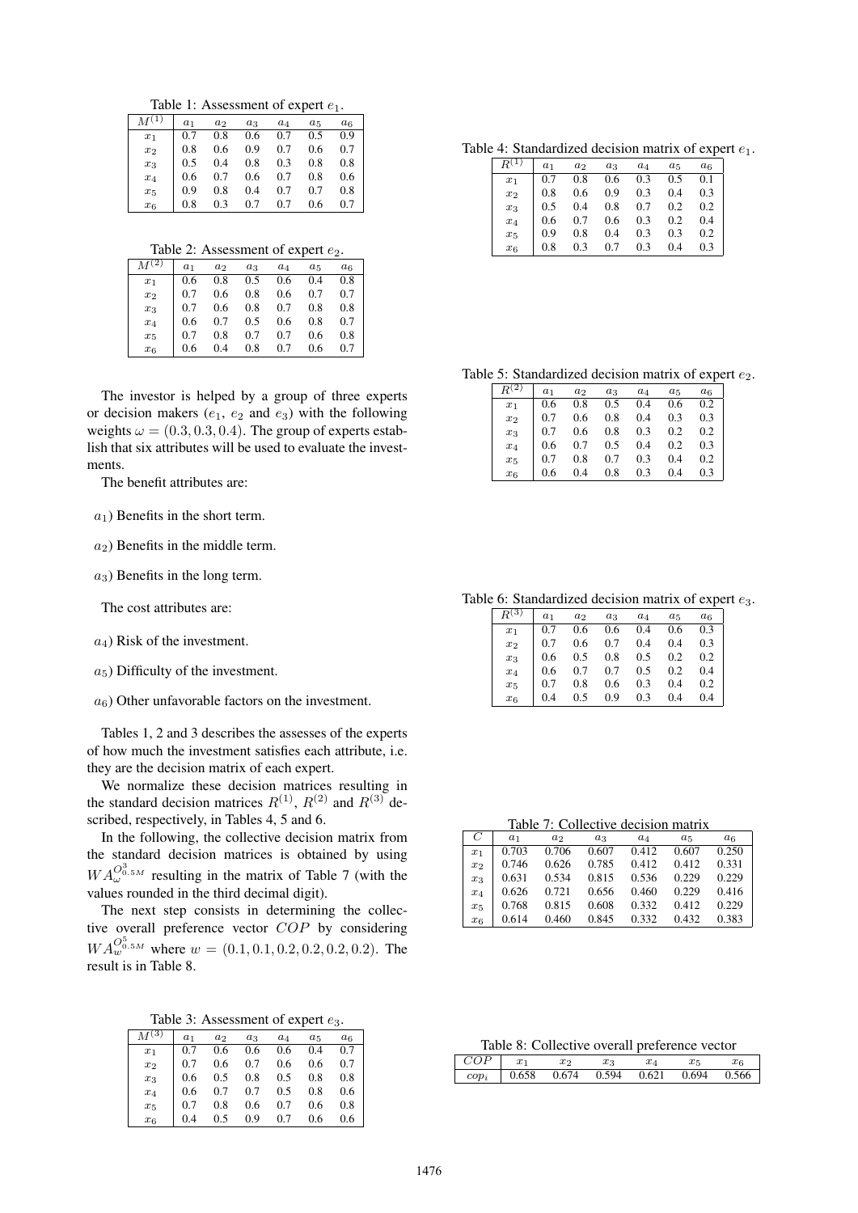Table 1: Assessment of expert $e_1$.

| $M^{(1)}$ | $a_1$ | $a_2$ | $a_3$ | $a_4$ | $a_5$ | $a_6$ |
|---|---|---|---|---|---|---|
| $x_1$ | 0.7 | 0.8 | 0.6 | 0.7 | 0.5 | 0.9 |
| $x_2$ | 0.8 | 0.6 | 0.9 | 0.7 | 0.6 | 0.7 |
| $x_3$ | 0.5 | 0.4 | 0.8 | 0.3 | 0.8 | 0.8 |
| $x_4$ | 0.6 | 0.7 | 0.6 | 0.7 | 0.8 | 0.6 |
| $x_5$ | 0.9 | 0.8 | 0.4 | 0.7 | 0.7 | 0.8 |
| $x_6$ | 0.8 | 0.3 | 0.7 | 0.7 | 0.6 | 0.7 |

Table 2: Assessment of expert $e_2$.

| $M^{(2)}$ | $a_1$ | $a_2$ | $a_3$ | $a_4$ | $a_5$ | $a_6$ |
|---|---|---|---|---|---|---|
| $x_1$ | 0.6 | 0.8 | 0.5 | 0.6 | 0.4 | 0.8 |
| $x_2$ | 0.7 | 0.6 | 0.8 | 0.6 | 0.7 | 0.7 |
| $x_3$ | 0.7 | 0.6 | 0.8 | 0.7 | 0.8 | 0.8 |
| $x_4$ | 0.6 | 0.7 | 0.5 | 0.6 | 0.8 | 0.7 |
| $x_5$ | 0.7 | 0.8 | 0.7 | 0.7 | 0.6 | 0.8 |
| $x_6$ | 0.6 | 0.4 | 0.8 | 0.7 | 0.6 | 0.7 |

The investor is helped by a group of three experts or decision makers ($e_1$, $e_2$ and $e_3$) with the following weights $\omega = (0.3, 0.3, 0.4)$. The group of experts establish that six attributes will be used to evaluate the investments.

The benefit attributes are:

$a_1$) Benefits in the short term.

$a_2$) Benefits in the middle term.

$a_3$) Benefits in the long term.

The cost attributes are:

$a_4$) Risk of the investment.

$a_5$) Difficulty of the investment.

$a_6$) Other unfavorable factors on the investment.

Tables 1, 2 and 3 describes the assesses of the experts of how much the investment satisfies each attribute, i.e. they are the decision matrix of each expert.

We normalize these decision matrices resulting in the standard decision matrices $R^{(1)}$, $R^{(2)}$ and $R^{(3)}$ described, respectively, in Tables 4, 5 and 6.

In the following, the collective decision matrix from the standard decision matrices is obtained by using $WA^{O^3_{0.5M}}_{\omega}$ resulting in the matrix of Table 7 (with the values rounded in the third decimal digit).

The next step consists in determining the collective overall preference vector $COP$ by considering $WA^{O^5_{0.5M}}_{w}$ where $w = (0.1, 0.1, 0.2, 0.2, 0.2, 0.2)$. The result is in Table 8.

Table 3: Assessment of expert $e_3$.

| $M^{(3)}$ | $a_1$ | $a_2$ | $a_3$ | $a_4$ | $a_5$ | $a_6$ |
|---|---|---|---|---|---|---|
| $x_1$ | 0.7 | 0.6 | 0.6 | 0.6 | 0.4 | 0.7 |
| $x_2$ | 0.7 | 0.6 | 0.7 | 0.6 | 0.6 | 0.7 |
| $x_3$ | 0.6 | 0.5 | 0.8 | 0.5 | 0.8 | 0.8 |
| $x_4$ | 0.6 | 0.7 | 0.7 | 0.5 | 0.8 | 0.6 |
| $x_5$ | 0.7 | 0.8 | 0.6 | 0.7 | 0.6 | 0.8 |
| $x_6$ | 0.4 | 0.5 | 0.9 | 0.7 | 0.6 | 0.6 |

Table 4: Standardized decision matrix of expert $e_1$.

| $R^{(1)}$ | $a_1$ | $a_2$ | $a_3$ | $a_4$ | $a_5$ | $a_6$ |
|---|---|---|---|---|---|---|
| $x_1$ | 0.7 | 0.8 | 0.6 | 0.3 | 0.5 | 0.1 |
| $x_2$ | 0.8 | 0.6 | 0.9 | 0.3 | 0.4 | 0.3 |
| $x_3$ | 0.5 | 0.4 | 0.8 | 0.7 | 0.2 | 0.2 |
| $x_4$ | 0.6 | 0.7 | 0.6 | 0.3 | 0.2 | 0.4 |
| $x_5$ | 0.9 | 0.8 | 0.4 | 0.3 | 0.3 | 0.2 |
| $x_6$ | 0.8 | 0.3 | 0.7 | 0.3 | 0.4 | 0.3 |

Table 5: Standardized decision matrix of expert $e_2$.

| $R^{(2)}$ | $a_1$ | $a_2$ | $a_3$ | $a_4$ | $a_5$ | $a_6$ |
|---|---|---|---|---|---|---|
| $x_1$ | 0.6 | 0.8 | 0.5 | 0.4 | 0.6 | 0.2 |
| $x_2$ | 0.7 | 0.6 | 0.8 | 0.4 | 0.3 | 0.3 |
| $x_3$ | 0.7 | 0.6 | 0.8 | 0.3 | 0.2 | 0.2 |
| $x_4$ | 0.6 | 0.7 | 0.5 | 0.4 | 0.2 | 0.3 |
| $x_5$ | 0.7 | 0.8 | 0.7 | 0.3 | 0.4 | 0.2 |
| $x_6$ | 0.6 | 0.4 | 0.8 | 0.3 | 0.4 | 0.3 |

Table 6: Standardized decision matrix of expert $e_3$.

| $R^{(3)}$ | $a_1$ | $a_2$ | $a_3$ | $a_4$ | $a_5$ | $a_6$ |
|---|---|---|---|---|---|---|
| $x_1$ | 0.7 | 0.6 | 0.6 | 0.4 | 0.6 | 0.3 |
| $x_2$ | 0.7 | 0.6 | 0.7 | 0.4 | 0.4 | 0.3 |
| $x_3$ | 0.6 | 0.5 | 0.8 | 0.5 | 0.2 | 0.2 |
| $x_4$ | 0.6 | 0.7 | 0.7 | 0.5 | 0.2 | 0.4 |
| $x_5$ | 0.7 | 0.8 | 0.6 | 0.3 | 0.4 | 0.2 |
| $x_6$ | 0.4 | 0.5 | 0.9 | 0.3 | 0.4 | 0.4 |

Table 7: Collective decision matrix

| $C$ | $a_1$ | $a_2$ | $a_3$ | $a_4$ | $a_5$ | $a_6$ |
|---|---|---|---|---|---|---|
| $x_1$ | 0.703 | 0.706 | 0.607 | 0.412 | 0.607 | 0.250 |
| $x_2$ | 0.746 | 0.626 | 0.785 | 0.412 | 0.412 | 0.331 |
| $x_3$ | 0.631 | 0.534 | 0.815 | 0.536 | 0.229 | 0.229 |
| $x_4$ | 0.626 | 0.721 | 0.656 | 0.460 | 0.229 | 0.416 |
| $x_5$ | 0.768 | 0.815 | 0.608 | 0.332 | 0.412 | 0.229 |
| $x_6$ | 0.614 | 0.460 | 0.845 | 0.332 | 0.432 | 0.383 |

Table 8: Collective overall preference vector

| $COP$ | $x_1$ | $x_2$ | $x_3$ | $x_4$ | $x_5$ | $x_6$ |
|---|---|---|---|---|---|---|
| $cop_i$ | 0.658 | 0.674 | 0.594 | 0.621 | 0.694 | 0.566 |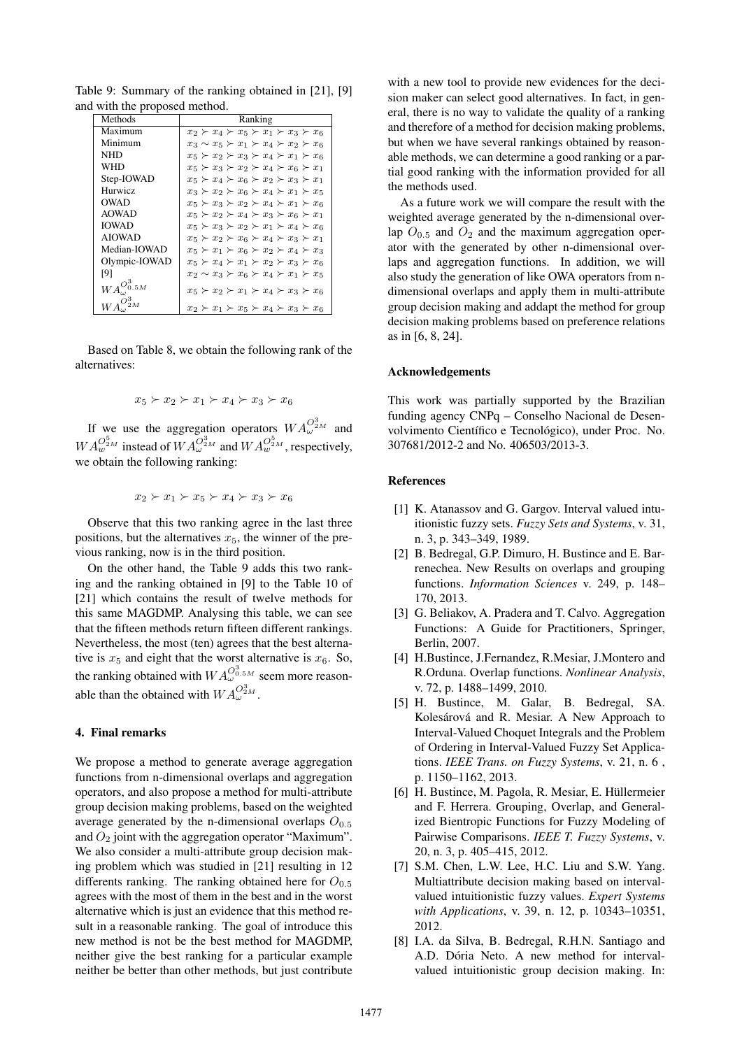Table 9: Summary of the ranking obtained in [21], [9] and with the proposed method.

| Methods | Ranking |
|---|---|
| Maximum | $x_2 \succ x_4 \succ x_5 \succ x_1 \succ x_3 \succ x_6$ |
| Minimum | $x_3 \sim x_5 \succ x_1 \succ x_4 \succ x_2 \succ x_6$ |
| NHD | $x_5 \succ x_2 \succ x_3 \succ x_4 \succ x_1 \succ x_6$ |
| WHD | $x_5 \succ x_3 \succ x_2 \succ x_4 \succ x_6 \succ x_1$ |
| Step-IOWAD | $x_5 \succ x_4 \succ x_6 \succ x_2 \succ x_3 \succ x_1$ |
| Hurwicz | $x_3 \succ x_2 \succ x_6 \succ x_4 \succ x_1 \succ x_5$ |
| OWAD | $x_5 \succ x_3 \succ x_2 \succ x_4 \succ x_1 \succ x_6$ |
| AOWAD | $x_5 \succ x_2 \succ x_4 \succ x_3 \succ x_6 \succ x_1$ |
| IOWAD | $x_5 \succ x_3 \succ x_2 \succ x_1 \succ x_4 \succ x_6$ |
| AIOWAD | $x_5 \succ x_2 \succ x_6 \succ x_4 \succ x_3 \succ x_1$ |
| Median-IOWAD | $x_5 \succ x_1 \succ x_6 \succ x_2 \succ x_4 \succ x_3$ |
| Olympic-IOWAD | $x_5 \succ x_4 \succ x_1 \succ x_2 \succ x_3 \succ x_6$ |
| [9] | $x_2 \sim x_3 \succ x_6 \succ x_4 \succ x_1 \succ x_5$ |
| $WA_{\omega}^{O^3_{0.5M}}$ | $x_5 \succ x_2 \succ x_1 \succ x_4 \succ x_3 \succ x_6$ |
| $WA_{\omega}^{O^3_{2M}}$ | $x_2 \succ x_1 \succ x_5 \succ x_4 \succ x_3 \succ x_6$ |

Based on Table 8, we obtain the following rank of the alternatives:

$$x_5 \succ x_2 \succ x_1 \succ x_4 \succ x_3 \succ x_6$$

If we use the aggregation operators $WA_{\omega}^{O^3_{2M}}$ and $WA_{w}^{O^5_{2M}}$ instead of $WA_{\omega}^{O^3_{2M}}$ and $WA_{w}^{O^5_{2M}}$, respectively, we obtain the following ranking:

$$x_2 \succ x_1 \succ x_5 \succ x_4 \succ x_3 \succ x_6$$

Observe that this two ranking agree in the last three positions, but the alternatives $x_5$, the winner of the previous ranking, now is in the third position.

On the other hand, the Table 9 adds this two ranking and the ranking obtained in [9] to the Table 10 of [21] which contains the result of twelve methods for this same MAGDMP. Analysing this table, we can see that the fifteen methods return fifteen different rankings. Nevertheless, the most (ten) agrees that the best alternative is $x_5$ and eight that the worst alternative is $x_6$. So, the ranking obtained with $WA_{\omega}^{O^3_{0.5M}}$ seem more reasonable than the obtained with $WA_{\omega}^{O^3_{2M}}$.

## 4. Final remarks

We propose a method to generate average aggregation functions from n-dimensional overlaps and aggregation operators, and also propose a method for multi-attribute group decision making problems, based on the weighted average generated by the n-dimensional overlaps $O_{0.5}$ and $O_2$ joint with the aggregation operator "Maximum". We also consider a multi-attribute group decision making problem which was studied in [21] resulting in 12 differents ranking. The ranking obtained here for $O_{0.5}$ agrees with the most of them in the best and in the worst alternative which is just an evidence that this method result in a reasonable ranking. The goal of introduce this new method is not be the best method for MAGDMP, neither give the best ranking for a particular example neither be better than other methods, but just contribute with a new tool to provide new evidences for the decision maker can select good alternatives. In fact, in general, there is no way to validate the quality of a ranking and therefore of a method for decision making problems, but when we have several rankings obtained by reasonable methods, we can determine a good ranking or a partial good ranking with the information provided for all the methods used.

As a future work we will compare the result with the weighted average generated by the n-dimensional overlap $O_{0.5}$ and $O_2$ and the maximum aggregation operator with the generated by other n-dimensional overlaps and aggregation functions. In addition, we will also study the generation of like OWA operators from n-dimensional overlaps and apply them in multi-attribute group decision making and addapt the method for group decision making problems based on preference relations as in [6, 8, 24].

### Acknowledgements

This work was partially supported by the Brazilian funding agency CNPq – Conselho Nacional de Desenvolvimento Científico e Tecnológico), under Proc. No. 307681/2012-2 and No. 406503/2013-3.

### References

[1] K. Atanassov and G. Gargov. Interval valued intuitionistic fuzzy sets. *Fuzzy Sets and Systems*, v. 31, n. 3, p. 343–349, 1989.

[2] B. Bedregal, G.P. Dimuro, H. Bustince and E. Barrenechea. New Results on overlaps and grouping functions. *Information Sciences* v. 249, p. 148–170, 2013.

[3] G. Beliakov, A. Pradera and T. Calvo. Aggregation Functions: A Guide for Practitioners, Springer, Berlin, 2007.

[4] H.Bustince, J.Fernandez, R.Mesiar, J.Montero and R.Orduna. Overlap functions. *Nonlinear Analysis*, v. 72, p. 1488–1499, 2010.

[5] H. Bustince, M. Galar, B. Bedregal, SA. Kolesárová and R. Mesiar. A New Approach to Interval-Valued Choquet Integrals and the Problem of Ordering in Interval-Valued Fuzzy Set Applications. *IEEE Trans. on Fuzzy Systems*, v. 21, n. 6 , p. 1150–1162, 2013.

[6] H. Bustince, M. Pagola, R. Mesiar, E. Hüllermeier and F. Herrera. Grouping, Overlap, and Generalized Bientropic Functions for Fuzzy Modeling of Pairwise Comparisons. *IEEE T. Fuzzy Systems*, v. 20, n. 3, p. 405–415, 2012.

[7] S.M. Chen, L.W. Lee, H.C. Liu and S.W. Yang. Multiattribute decision making based on interval-valued intuitionistic fuzzy values. *Expert Systems with Applications*, v. 39, n. 12, p. 10343–10351, 2012.

[8] I.A. da Silva, B. Bedregal, R.H.N. Santiago and A.D. Dória Neto. A new method for interval-valued intuitionistic group decision making. In: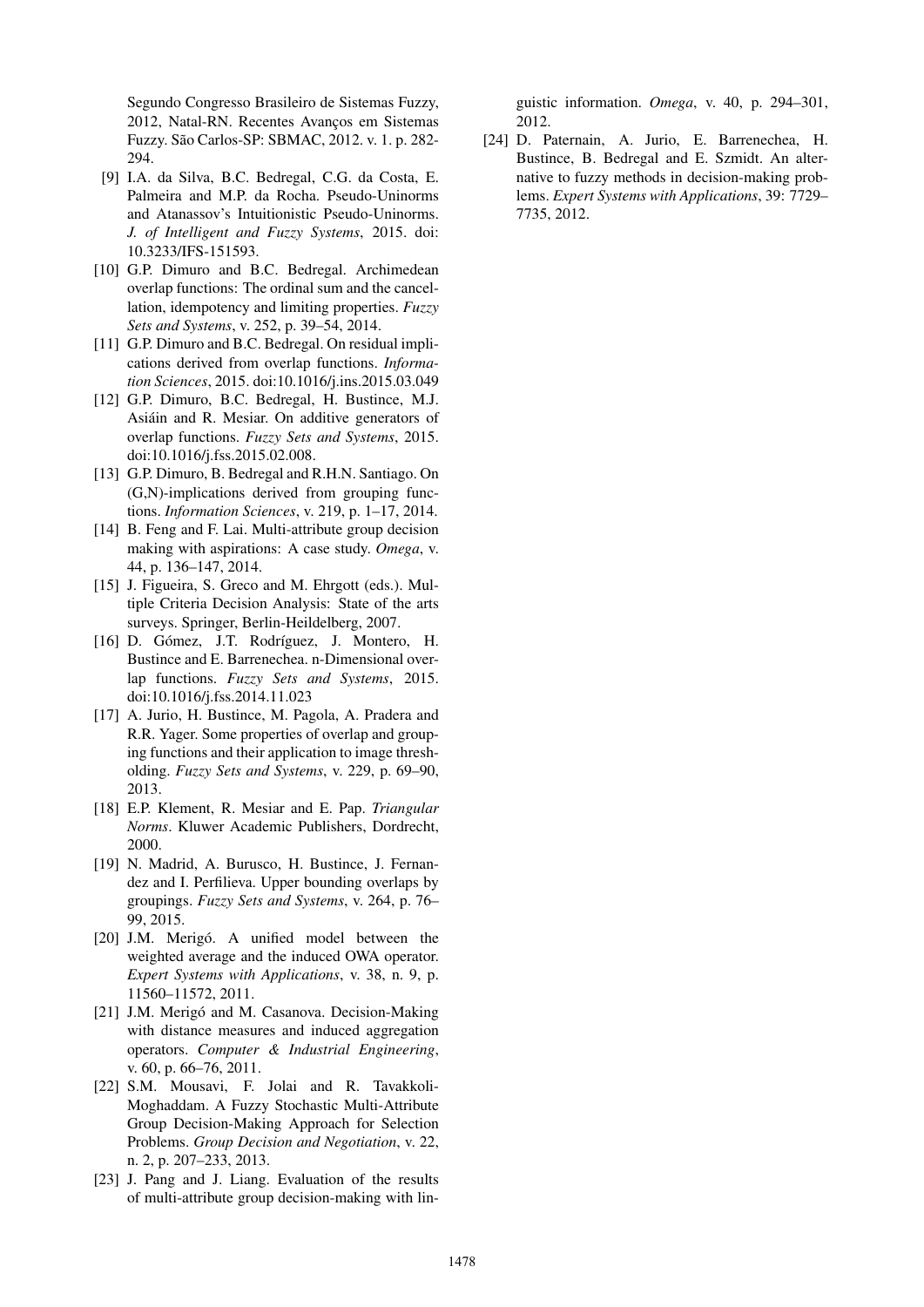Segundo Congresso Brasileiro de Sistemas Fuzzy, 2012, Natal-RN. Recentes Avanços em Sistemas Fuzzy. São Carlos-SP: SBMAC, 2012. v. 1. p. 282-294.

[9] I.A. da Silva, B.C. Bedregal, C.G. da Costa, E. Palmeira and M.P. da Rocha. Pseudo-Uninorms and Atanassov's Intuitionistic Pseudo-Uninorms. *J. of Intelligent and Fuzzy Systems*, 2015. doi: 10.3233/IFS-151593.

[10] G.P. Dimuro and B.C. Bedregal. Archimedean overlap functions: The ordinal sum and the cancellation, idempotency and limiting properties. *Fuzzy Sets and Systems*, v. 252, p. 39–54, 2014.

[11] G.P. Dimuro and B.C. Bedregal. On residual implications derived from overlap functions. *Information Sciences*, 2015. doi:10.1016/j.ins.2015.03.049

[12] G.P. Dimuro, B.C. Bedregal, H. Bustince, M.J. Asiáin and R. Mesiar. On additive generators of overlap functions. *Fuzzy Sets and Systems*, 2015. doi:10.1016/j.fss.2015.02.008.

[13] G.P. Dimuro, B. Bedregal and R.H.N. Santiago. On (G,N)-implications derived from grouping functions. *Information Sciences*, v. 219, p. 1–17, 2014.

[14] B. Feng and F. Lai. Multi-attribute group decision making with aspirations: A case study. *Omega*, v. 44, p. 136–147, 2014.

[15] J. Figueira, S. Greco and M. Ehrgott (eds.). Multiple Criteria Decision Analysis: State of the arts surveys. Springer, Berlin-Heildelberg, 2007.

[16] D. Gómez, J.T. Rodríguez, J. Montero, H. Bustince and E. Barrenechea. n-Dimensional overlap functions. *Fuzzy Sets and Systems*, 2015. doi:10.1016/j.fss.2014.11.023

[17] A. Jurio, H. Bustince, M. Pagola, A. Pradera and R.R. Yager. Some properties of overlap and grouping functions and their application to image thresholding. *Fuzzy Sets and Systems*, v. 229, p. 69–90, 2013.

[18] E.P. Klement, R. Mesiar and E. Pap. *Triangular Norms*. Kluwer Academic Publishers, Dordrecht, 2000.

[19] N. Madrid, A. Burusco, H. Bustince, J. Fernandez and I. Perfilieva. Upper bounding overlaps by groupings. *Fuzzy Sets and Systems*, v. 264, p. 76–99, 2015.

[20] J.M. Merigó. A unified model between the weighted average and the induced OWA operator. *Expert Systems with Applications*, v. 38, n. 9, p. 11560–11572, 2011.

[21] J.M. Merigó and M. Casanova. Decision-Making with distance measures and induced aggregation operators. *Computer & Industrial Engineering*, v. 60, p. 66–76, 2011.

[22] S.M. Mousavi, F. Jolai and R. Tavakkoli-Moghaddam. A Fuzzy Stochastic Multi-Attribute Group Decision-Making Approach for Selection Problems. *Group Decision and Negotiation*, v. 22, n. 2, p. 207–233, 2013.

[23] J. Pang and J. Liang. Evaluation of the results of multi-attribute group decision-making with linguistic information. *Omega*, v. 40, p. 294–301, 2012.

[24] D. Paternain, A. Jurio, E. Barrenechea, H. Bustince, B. Bedregal and E. Szmidt. An alternative to fuzzy methods in decision-making problems. *Expert Systems with Applications*, 39: 7729–7735, 2012.